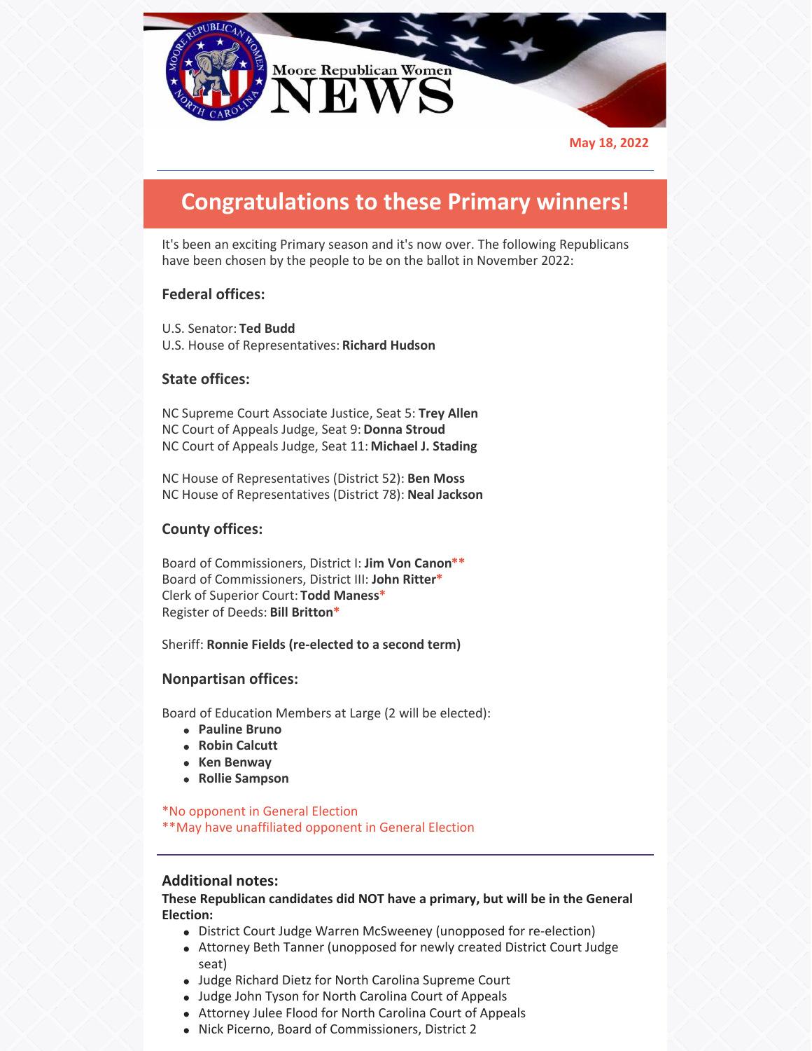# Moore Republican Women NEWS

**May 18, 2022**

## Congratulations to these Primary winners!

It's been an exciting Primary season and it's now over. The following Republicans have been chosen by the people to be on the ballot in November 2022:

### Federal offices:

U.S. Senator: **Ted Budd**
U.S. House of Representatives: **Richard Hudson**

### State offices:

NC Supreme Court Associate Justice, Seat 5: **Trey Allen**
NC Court of Appeals Judge, Seat 9: **Donna Stroud**
NC Court of Appeals Judge, Seat 11: **Michael J. Stading**

NC House of Representatives (District 52): **Ben Moss**
NC House of Representatives (District 78): **Neal Jackson**

### County offices:

Board of Commissioners, District I: **Jim Von Canon****
Board of Commissioners, District III: **John Ritter***
Clerk of Superior Court: **Todd Maness***
Register of Deeds: **Bill Britton***

Sheriff: **Ronnie Fields (re-elected to a second term)**

### Nonpartisan offices:

Board of Education Members at Large (2 will be elected):

- **Pauline Bruno**
- **Robin Calcutt**
- **Ken Benway**
- **Rollie Sampson**

*No opponent in General Election
**May have unaffiliated opponent in General Election

---

### Additional notes:

**These Republican candidates did NOT have a primary, but will be in the General Election:**

- District Court Judge Warren McSweeney (unopposed for re-election)
- Attorney Beth Tanner (unopposed for newly created District Court Judge seat)
- Judge Richard Dietz for North Carolina Supreme Court
- Judge John Tyson for North Carolina Court of Appeals
- Attorney Julee Flood for North Carolina Court of Appeals
- Nick Picerno, Board of Commissioners, District 2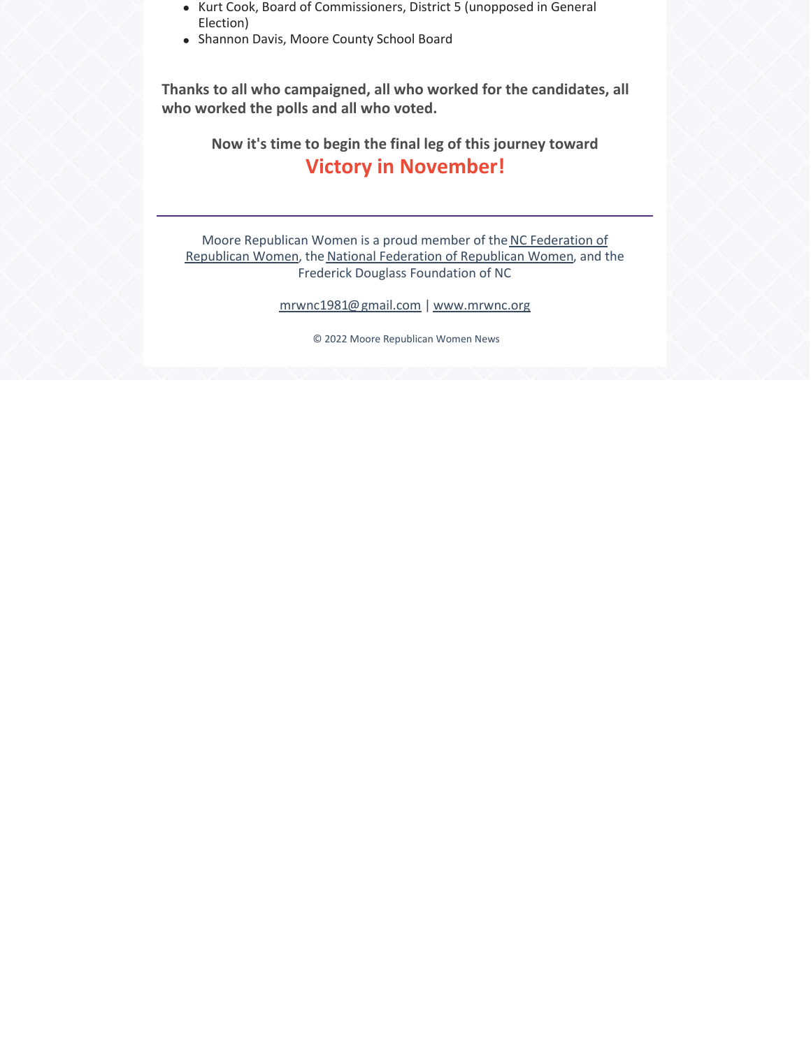- Kurt Cook, Board of Commissioners, District 5 (unopposed in General Election)
- Shannon Davis, Moore County School Board

**Thanks to all who campaigned, all who worked for the candidates, all who worked the polls and all who voted.**

**Now it's time to begin the final leg of this journey toward**

**Victory in November!**

---

Moore Republican Women is a proud member of the NC Federation of Republican Women, the National Federation of Republican Women, and the Frederick Douglass Foundation of NC

mrwnc1981@gmail.com | www.mrwnc.org

© 2022 Moore Republican Women News